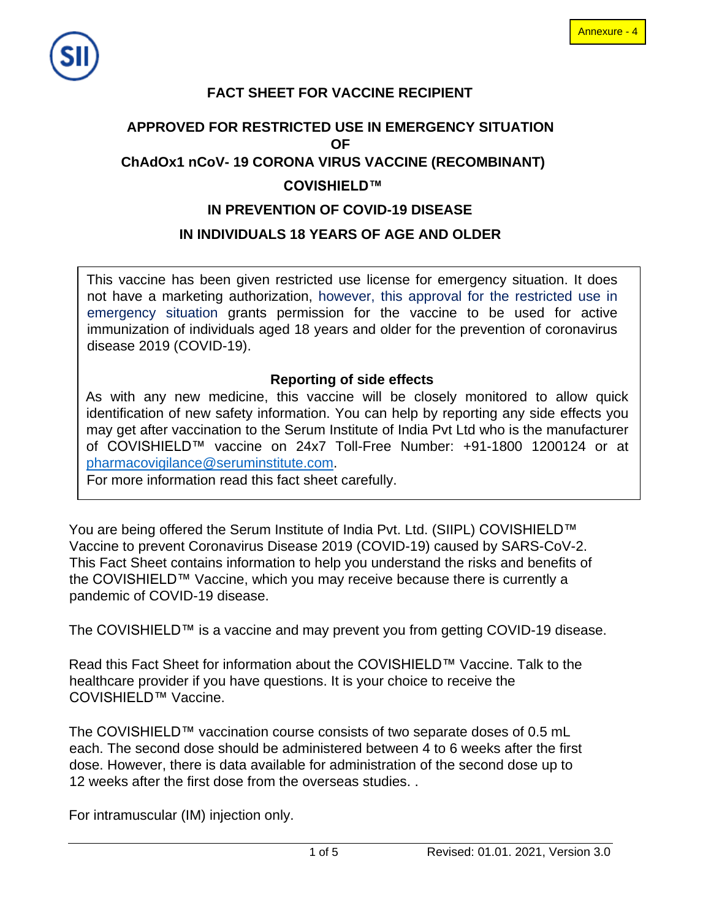Annexure - 4

# FACT SHEET FOR VACCINE RECIPIENT

## APPROVED FOR RESTRICTED USE IN EMERGENCY SITUATION OF ChAdOx1 nCoV- 19 CORONA VIRUS VACCINE (RECOMBINANT) COVISHIELD™ IN PREVENTION OF COVID-19 DISEASE IN INDIVIDUALS 18 YEARS OF AGE AND OLDER

This vaccine has been given restricted use license for emergency situation. It does not have a marketing authorization, however, this approval for the restricted use in emergency situation grants permission for the vaccine to be used for active immunization of individuals aged 18 years and older for the prevention of coronavirus disease 2019 (COVID-19).

**Reporting of side effects**

As with any new medicine, this vaccine will be closely monitored to allow quick identification of new safety information. You can help by reporting any side effects you may get after vaccination to the Serum Institute of India Pvt Ltd who is the manufacturer of COVISHIELD™ vaccine on 24x7 Toll-Free Number: +91-1800 1200124 or at pharmacovigilance@seruminstitute.com.

For more information read this fact sheet carefully.

You are being offered the Serum Institute of India Pvt. Ltd. (SIIPL) COVISHIELD™ Vaccine to prevent Coronavirus Disease 2019 (COVID-19) caused by SARS-CoV-2. This Fact Sheet contains information to help you understand the risks and benefits of the COVISHIELD™ Vaccine, which you may receive because there is currently a pandemic of COVID-19 disease.

The COVISHIELD™ is a vaccine and may prevent you from getting COVID-19 disease.

Read this Fact Sheet for information about the COVISHIELD™ Vaccine. Talk to the healthcare provider if you have questions. It is your choice to receive the COVISHIELD™ Vaccine.

The COVISHIELD™ vaccination course consists of two separate doses of 0.5 mL each. The second dose should be administered between 4 to 6 weeks after the first dose. However, there is data available for administration of the second dose up to 12 weeks after the first dose from the overseas studies. .

For intramuscular (IM) injection only.

Revised: 01.01. 2021, Version 3.0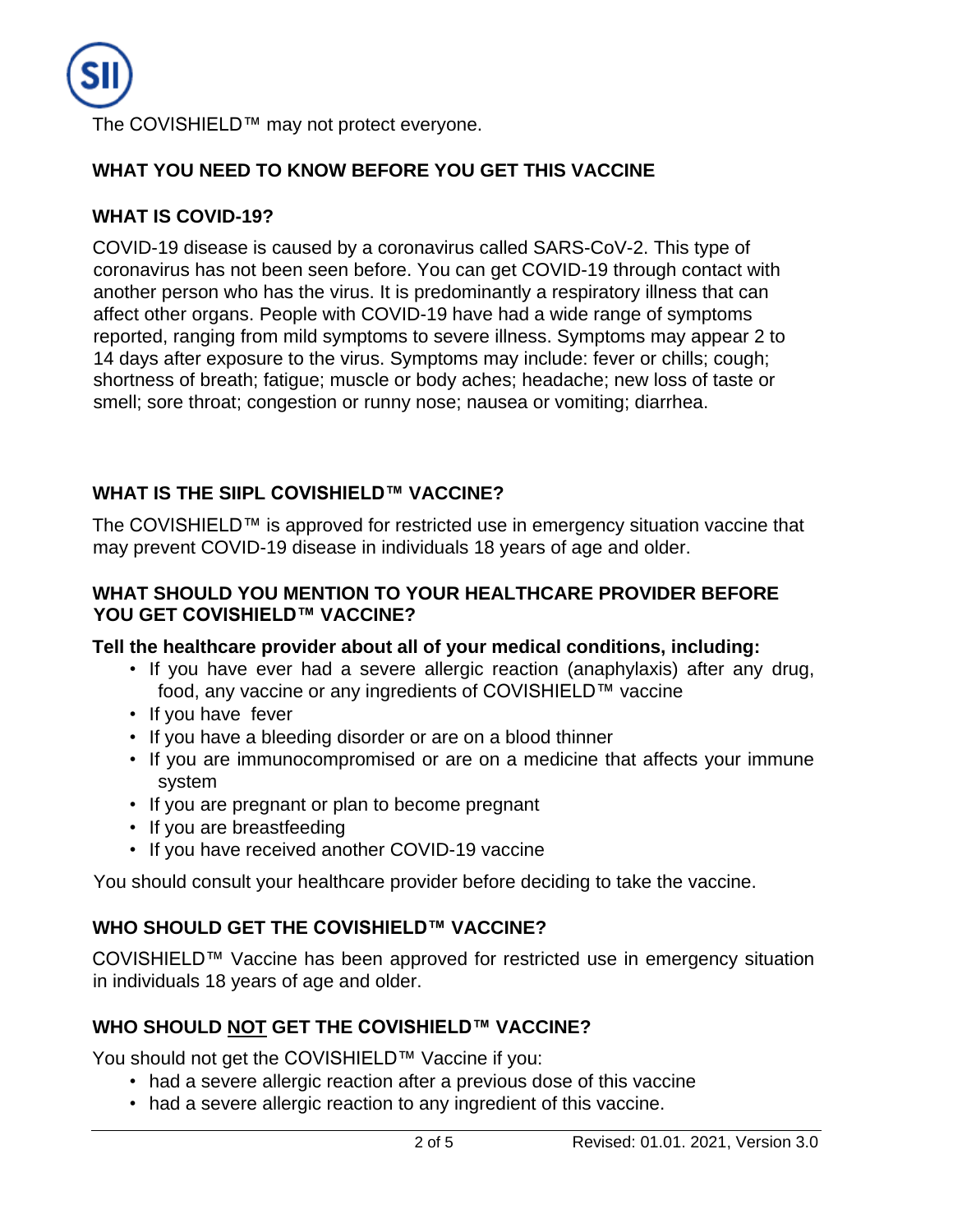The COVISHIELD™ may not protect everyone.

## WHAT YOU NEED TO KNOW BEFORE YOU GET THIS VACCINE

### WHAT IS COVID-19?

COVID-19 disease is caused by a coronavirus called SARS-CoV-2. This type of coronavirus has not been seen before. You can get COVID-19 through contact with another person who has the virus. It is predominantly a respiratory illness that can affect other organs. People with COVID-19 have had a wide range of symptoms reported, ranging from mild symptoms to severe illness. Symptoms may appear 2 to 14 days after exposure to the virus. Symptoms may include: fever or chills; cough; shortness of breath; fatigue; muscle or body aches; headache; new loss of taste or smell; sore throat; congestion or runny nose; nausea or vomiting; diarrhea.

### WHAT IS THE SIIPL COVISHIELD™ VACCINE?

The COVISHIELD™ is approved for restricted use in emergency situation vaccine that may prevent COVID-19 disease in individuals 18 years of age and older.

### WHAT SHOULD YOU MENTION TO YOUR HEALTHCARE PROVIDER BEFORE YOU GET COVISHIELD™ VACCINE?

**Tell the healthcare provider about all of your medical conditions, including:**

- If you have ever had a severe allergic reaction (anaphylaxis) after any drug, food, any vaccine or any ingredients of COVISHIELD™ vaccine
- If you have fever
- If you have a bleeding disorder or are on a blood thinner
- If you are immunocompromised or are on a medicine that affects your immune system
- If you are pregnant or plan to become pregnant
- If you are breastfeeding
- If you have received another COVID-19 vaccine

You should consult your healthcare provider before deciding to take the vaccine.

### WHO SHOULD GET THE COVISHIELD™ VACCINE?

COVISHIELD™ Vaccine has been approved for restricted use in emergency situation in individuals 18 years of age and older.

### WHO SHOULD NOT GET THE COVISHIELD™ VACCINE?

You should not get the COVISHIELD™ Vaccine if you:

- had a severe allergic reaction after a previous dose of this vaccine
- had a severe allergic reaction to any ingredient of this vaccine.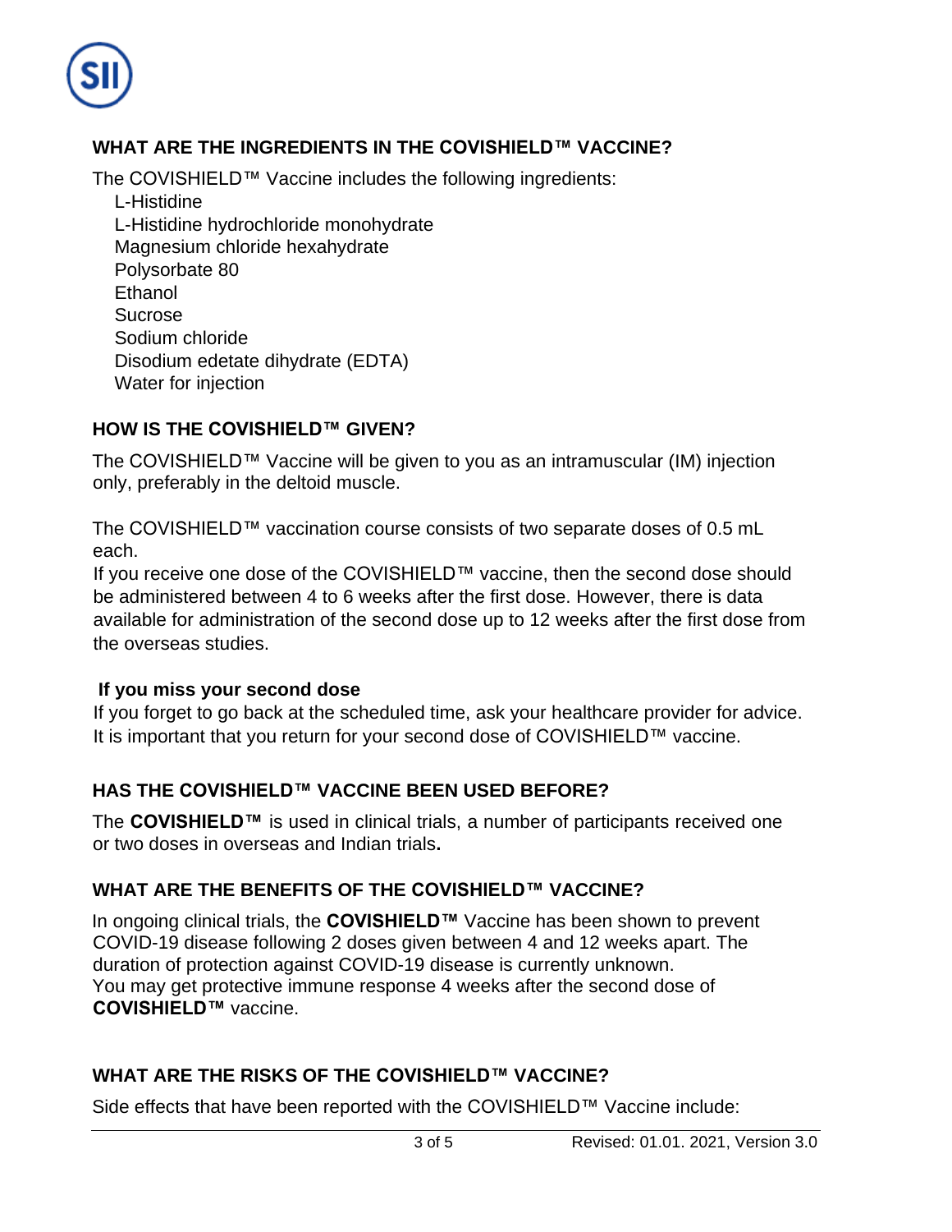## WHAT ARE THE INGREDIENTS IN THE COVISHIELD™ VACCINE?

The COVISHIELD™ Vaccine includes the following ingredients:

- L-Histidine
- L-Histidine hydrochloride monohydrate
- Magnesium chloride hexahydrate
- Polysorbate 80
- Ethanol
- Sucrose
- Sodium chloride
- Disodium edetate dihydrate (EDTA)
- Water for injection

## HOW IS THE COVISHIELD™ GIVEN?

The COVISHIELD™ Vaccine will be given to you as an intramuscular (IM) injection only, preferably in the deltoid muscle.

The COVISHIELD™ vaccination course consists of two separate doses of 0.5 mL each.

If you receive one dose of the COVISHIELD™ vaccine, then the second dose should be administered between 4 to 6 weeks after the first dose. However, there is data available for administration of the second dose up to 12 weeks after the first dose from the overseas studies.

**If you miss your second dose**

If you forget to go back at the scheduled time, ask your healthcare provider for advice. It is important that you return for your second dose of COVISHIELD™ vaccine.

## HAS THE COVISHIELD™ VACCINE BEEN USED BEFORE?

The **COVISHIELD™** is used in clinical trials, a number of participants received one or two doses in overseas and Indian trials**.**

## WHAT ARE THE BENEFITS OF THE COVISHIELD™ VACCINE?

In ongoing clinical trials, the **COVISHIELD™** Vaccine has been shown to prevent COVID-19 disease following 2 doses given between 4 and 12 weeks apart. The duration of protection against COVID-19 disease is currently unknown.

You may get protective immune response 4 weeks after the second dose of **COVISHIELD™** vaccine.

## WHAT ARE THE RISKS OF THE COVISHIELD™ VACCINE?

Side effects that have been reported with the COVISHIELD™ Vaccine include: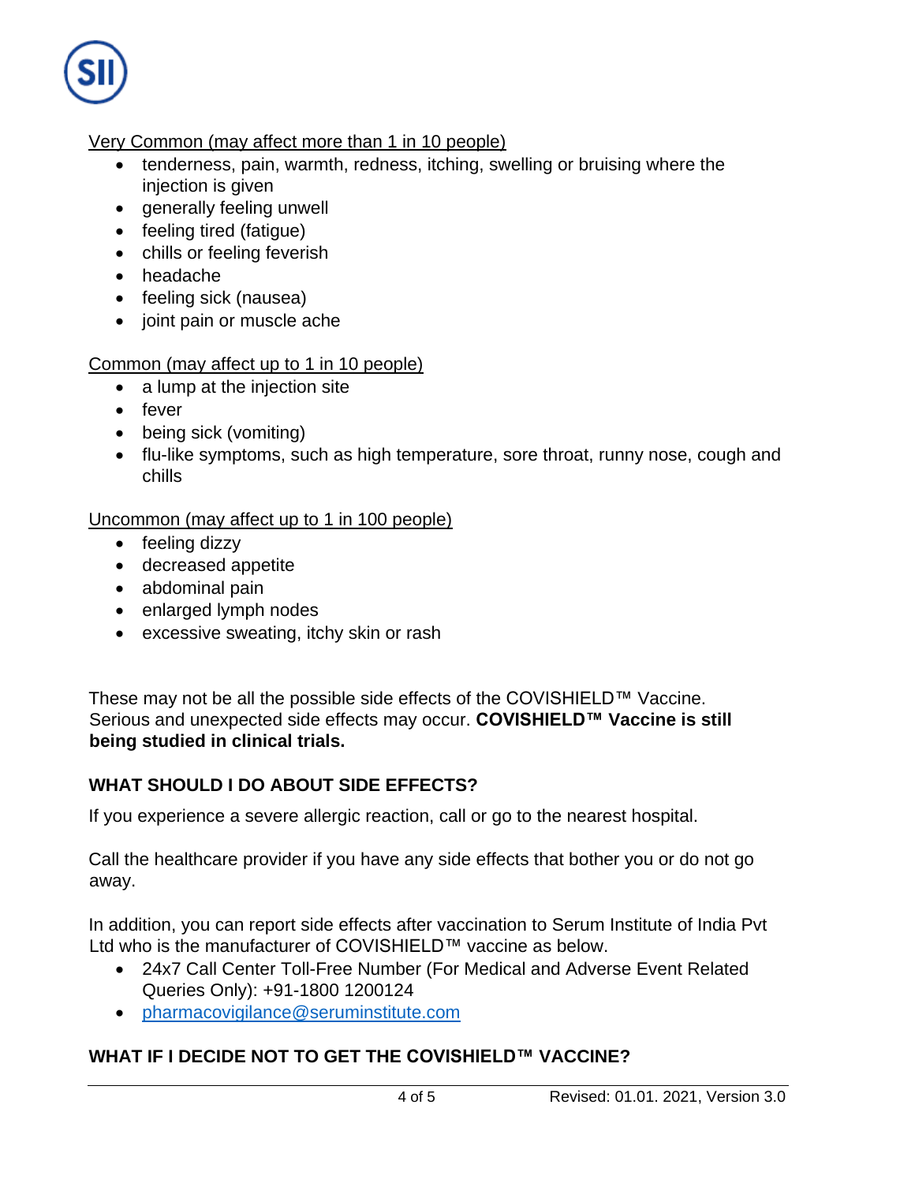Very Common (may affect more than 1 in 10 people)

- tenderness, pain, warmth, redness, itching, swelling or bruising where the injection is given
- generally feeling unwell
- feeling tired (fatigue)
- chills or feeling feverish
- headache
- feeling sick (nausea)
- joint pain or muscle ache

Common (may affect up to 1 in 10 people)

- a lump at the injection site
- fever
- being sick (vomiting)
- flu-like symptoms, such as high temperature, sore throat, runny nose, cough and chills

Uncommon (may affect up to 1 in 100 people)

- feeling dizzy
- decreased appetite
- abdominal pain
- enlarged lymph nodes
- excessive sweating, itchy skin or rash

These may not be all the possible side effects of the COVISHIELD™ Vaccine. Serious and unexpected side effects may occur. **COVISHIELD™ Vaccine is still being studied in clinical trials.**

## WHAT SHOULD I DO ABOUT SIDE EFFECTS?

If you experience a severe allergic reaction, call or go to the nearest hospital.

Call the healthcare provider if you have any side effects that bother you or do not go away.

In addition, you can report side effects after vaccination to Serum Institute of India Pvt Ltd who is the manufacturer of COVISHIELD™ vaccine as below.

- 24x7 Call Center Toll-Free Number (For Medical and Adverse Event Related Queries Only): +91-1800 1200124
- pharmacovigilance@seruminstitute.com

## WHAT IF I DECIDE NOT TO GET THE COVISHIELD™ VACCINE?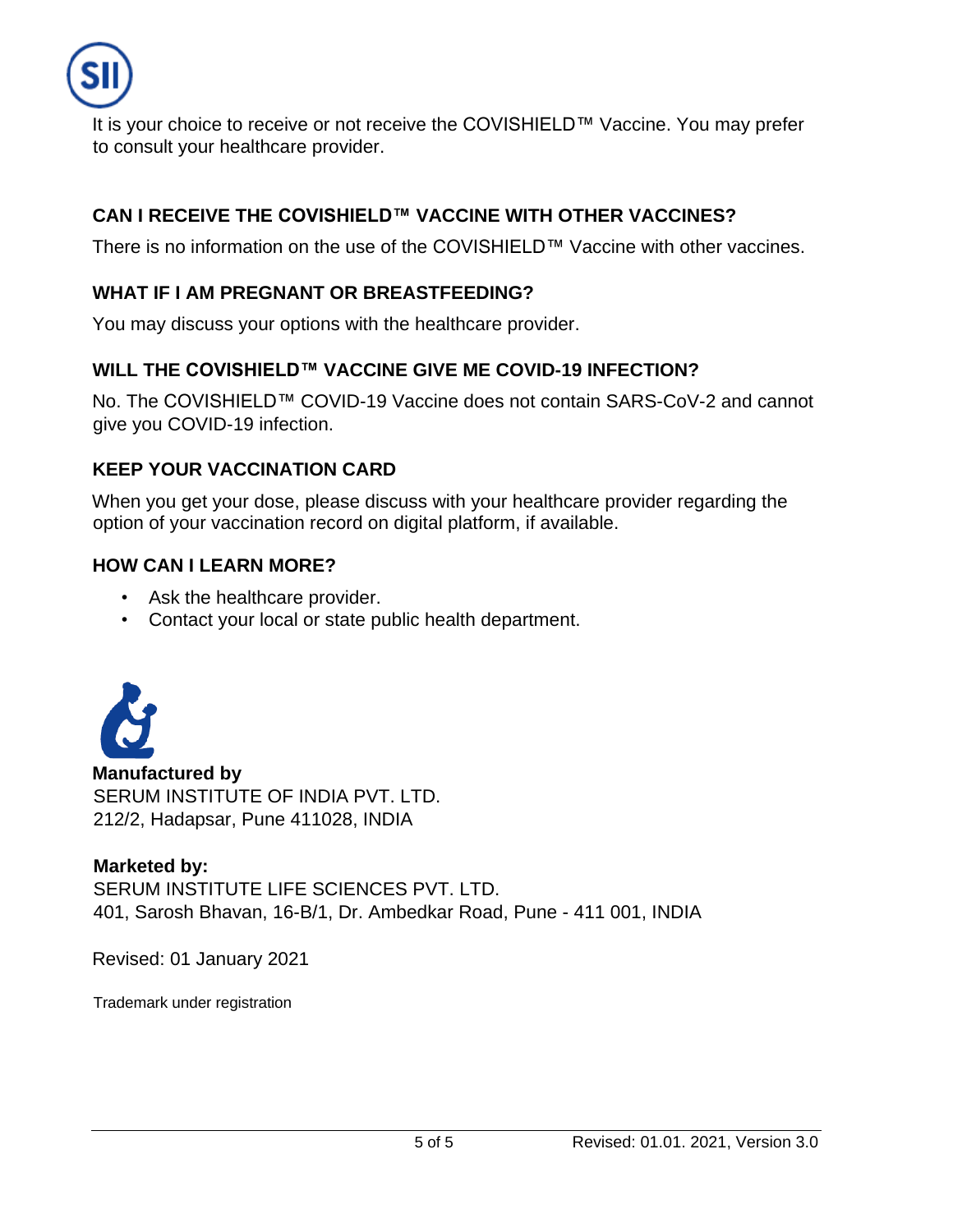It is your choice to receive or not receive the COVISHIELD™ Vaccine. You may prefer to consult your healthcare provider.

## CAN I RECEIVE THE COVISHIELD™ VACCINE WITH OTHER VACCINES?

There is no information on the use of the COVISHIELD™ Vaccine with other vaccines.

## WHAT IF I AM PREGNANT OR BREASTFEEDING?

You may discuss your options with the healthcare provider.

## WILL THE COVISHIELD™ VACCINE GIVE ME COVID-19 INFECTION?

No. The COVISHIELD™ COVID-19 Vaccine does not contain SARS-CoV-2 and cannot give you COVID-19 infection.

## KEEP YOUR VACCINATION CARD

When you get your dose, please discuss with your healthcare provider regarding the option of your vaccination record on digital platform, if available.

## HOW CAN I LEARN MORE?

- Ask the healthcare provider.
- Contact your local or state public health department.

**Manufactured by**
SERUM INSTITUTE OF INDIA PVT. LTD.
212/2, Hadapsar, Pune 411028, INDIA

**Marketed by:**
SERUM INSTITUTE LIFE SCIENCES PVT. LTD.
401, Sarosh Bhavan, 16-B/1, Dr. Ambedkar Road, Pune - 411 001, INDIA

Revised: 01 January 2021

Trademark under registration